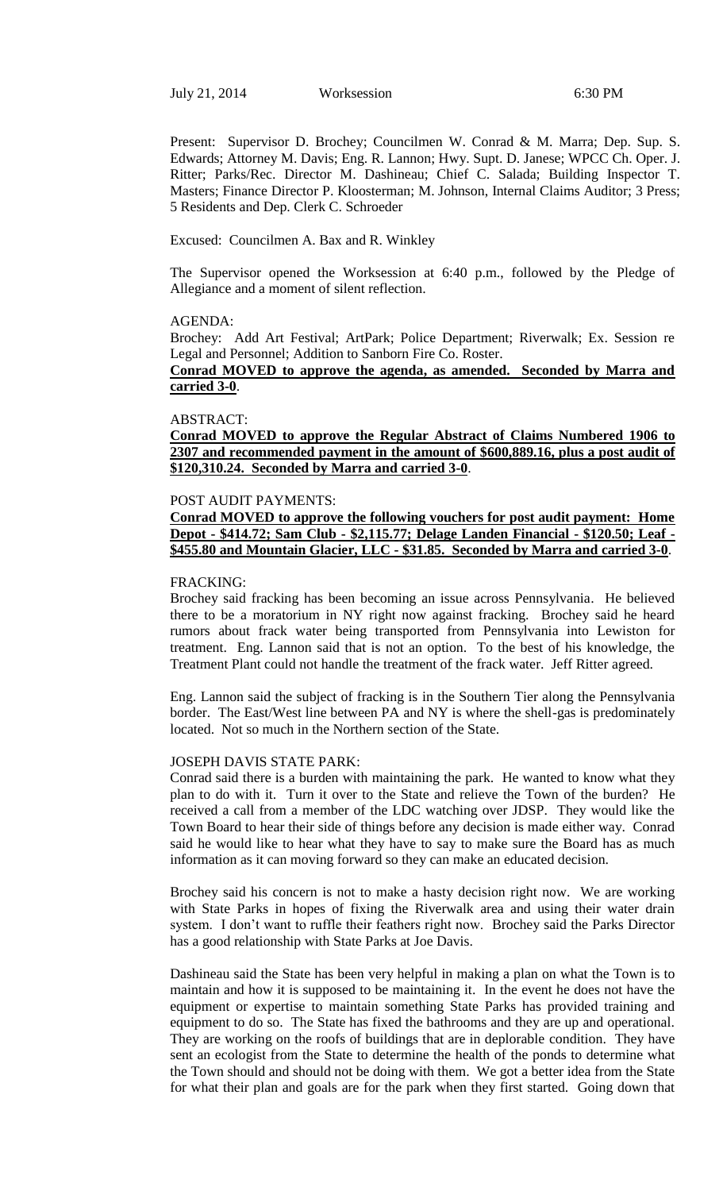July 21, 2014 Worksession 6:30 PM

Present: Supervisor D. Brochey; Councilmen W. Conrad & M. Marra; Dep. Sup. S. Edwards; Attorney M. Davis; Eng. R. Lannon; Hwy. Supt. D. Janese; WPCC Ch. Oper. J. Ritter; Parks/Rec. Director M. Dashineau; Chief C. Salada; Building Inspector T. Masters; Finance Director P. Kloosterman; M. Johnson, Internal Claims Auditor; 3 Press; 5 Residents and Dep. Clerk C. Schroeder

Excused: Councilmen A. Bax and R. Winkley

The Supervisor opened the Worksession at 6:40 p.m., followed by the Pledge of Allegiance and a moment of silent reflection.

AGENDA:

Brochey: Add Art Festival; ArtPark; Police Department; Riverwalk; Ex. Session re Legal and Personnel; Addition to Sanborn Fire Co. Roster.

**Conrad MOVED to approve the agenda, as amended. Seconded by Marra and carried 3-0**.

ABSTRACT:

**Conrad MOVED to approve the Regular Abstract of Claims Numbered 1906 to 2307 and recommended payment in the amount of $600,889.16, plus a post audit of $120,310.24. Seconded by Marra and carried 3-0**.

POST AUDIT PAYMENTS:

**Conrad MOVED to approve the following vouchers for post audit payment: Home Depot - $414.72; Sam Club - $2,115.77; Delage Landen Financial - $120.50; Leaf - $455.80 and Mountain Glacier, LLC - $31.85. Seconded by Marra and carried 3-0**.

FRACKING:

Brochey said fracking has been becoming an issue across Pennsylvania. He believed there to be a moratorium in NY right now against fracking. Brochey said he heard rumors about frack water being transported from Pennsylvania into Lewiston for treatment. Eng. Lannon said that is not an option. To the best of his knowledge, the Treatment Plant could not handle the treatment of the frack water. Jeff Ritter agreed.

Eng. Lannon said the subject of fracking is in the Southern Tier along the Pennsylvania border. The East/West line between PA and NY is where the shell-gas is predominately located. Not so much in the Northern section of the State.

JOSEPH DAVIS STATE PARK:

Conrad said there is a burden with maintaining the park. He wanted to know what they plan to do with it. Turn it over to the State and relieve the Town of the burden? He received a call from a member of the LDC watching over JDSP. They would like the Town Board to hear their side of things before any decision is made either way. Conrad said he would like to hear what they have to say to make sure the Board has as much information as it can moving forward so they can make an educated decision.

Brochey said his concern is not to make a hasty decision right now. We are working with State Parks in hopes of fixing the Riverwalk area and using their water drain system. I don't want to ruffle their feathers right now. Brochey said the Parks Director has a good relationship with State Parks at Joe Davis.

Dashineau said the State has been very helpful in making a plan on what the Town is to maintain and how it is supposed to be maintaining it. In the event he does not have the equipment or expertise to maintain something State Parks has provided training and equipment to do so. The State has fixed the bathrooms and they are up and operational. They are working on the roofs of buildings that are in deplorable condition. They have sent an ecologist from the State to determine the health of the ponds to determine what the Town should and should not be doing with them. We got a better idea from the State for what their plan and goals are for the park when they first started. Going down that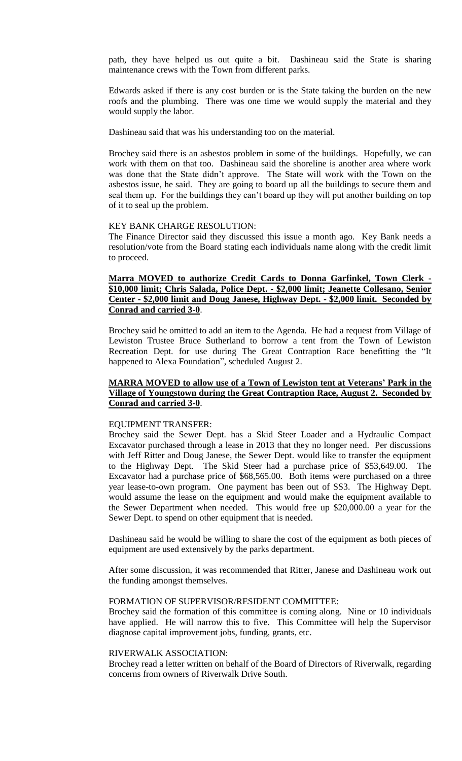path, they have helped us out quite a bit. Dashineau said the State is sharing maintenance crews with the Town from different parks.

Edwards asked if there is any cost burden or is the State taking the burden on the new roofs and the plumbing. There was one time we would supply the material and they would supply the labor.

Dashineau said that was his understanding too on the material.

Brochey said there is an asbestos problem in some of the buildings. Hopefully, we can work with them on that too. Dashineau said the shoreline is another area where work was done that the State didn't approve. The State will work with the Town on the asbestos issue, he said. They are going to board up all the buildings to secure them and seal them up. For the buildings they can't board up they will put another building on top of it to seal up the problem.

KEY BANK CHARGE RESOLUTION:
The Finance Director said they discussed this issue a month ago. Key Bank needs a resolution/vote from the Board stating each individuals name along with the credit limit to proceed.

**Marra MOVED to authorize Credit Cards to Donna Garfinkel, Town Clerk - $10,000 limit; Chris Salada, Police Dept. - $2,000 limit; Jeanette Collesano, Senior Center - $2,000 limit and Doug Janese, Highway Dept. - $2,000 limit. Seconded by Conrad and carried 3-0**.

Brochey said he omitted to add an item to the Agenda. He had a request from Village of Lewiston Trustee Bruce Sutherland to borrow a tent from the Town of Lewiston Recreation Dept. for use during The Great Contraption Race benefitting the "It happened to Alexa Foundation", scheduled August 2.

**MARRA MOVED to allow use of a Town of Lewiston tent at Veterans' Park in the Village of Youngstown during the Great Contraption Race, August 2. Seconded by Conrad and carried 3-0**.

EQUIPMENT TRANSFER:
Brochey said the Sewer Dept. has a Skid Steer Loader and a Hydraulic Compact Excavator purchased through a lease in 2013 that they no longer need. Per discussions with Jeff Ritter and Doug Janese, the Sewer Dept. would like to transfer the equipment to the Highway Dept. The Skid Steer had a purchase price of $53,649.00. The Excavator had a purchase price of $68,565.00. Both items were purchased on a three year lease-to-own program. One payment has been out of SS3. The Highway Dept. would assume the lease on the equipment and would make the equipment available to the Sewer Department when needed. This would free up $20,000.00 a year for the Sewer Dept. to spend on other equipment that is needed.

Dashineau said he would be willing to share the cost of the equipment as both pieces of equipment are used extensively by the parks department.

After some discussion, it was recommended that Ritter, Janese and Dashineau work out the funding amongst themselves.

FORMATION OF SUPERVISOR/RESIDENT COMMITTEE:
Brochey said the formation of this committee is coming along. Nine or 10 individuals have applied. He will narrow this to five. This Committee will help the Supervisor diagnose capital improvement jobs, funding, grants, etc.

RIVERWALK ASSOCIATION:
Brochey read a letter written on behalf of the Board of Directors of Riverwalk, regarding concerns from owners of Riverwalk Drive South.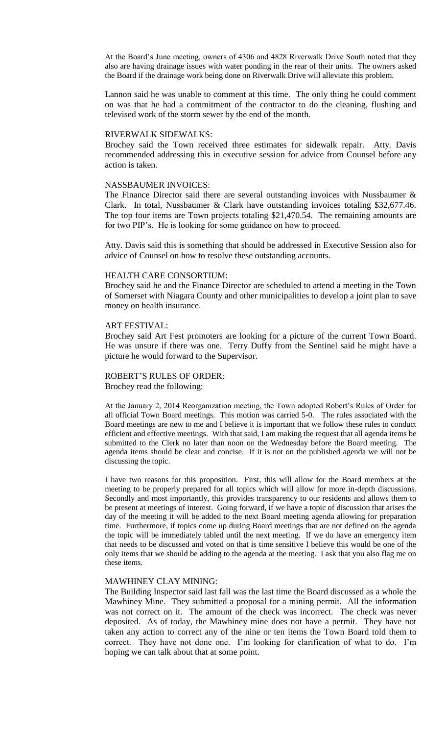At the Board's June meeting, owners of 4306 and 4828 Riverwalk Drive South noted that they also are having drainage issues with water ponding in the rear of their units. The owners asked the Board if the drainage work being done on Riverwalk Drive will alleviate this problem.

Lannon said he was unable to comment at this time. The only thing he could comment on was that he had a commitment of the contractor to do the cleaning, flushing and televised work of the storm sewer by the end of the month.

RIVERWALK SIDEWALKS:

Brochey said the Town received three estimates for sidewalk repair. Atty. Davis recommended addressing this in executive session for advice from Counsel before any action is taken.

NASSBAUMER INVOICES:

The Finance Director said there are several outstanding invoices with Nussbaumer & Clark. In total, Nussbaumer & Clark have outstanding invoices totaling $32,677.46. The top four items are Town projects totaling $21,470.54. The remaining amounts are for two PIP's. He is looking for some guidance on how to proceed.

Atty. Davis said this is something that should be addressed in Executive Session also for advice of Counsel on how to resolve these outstanding accounts.

HEALTH CARE CONSORTIUM:

Brochey said he and the Finance Director are scheduled to attend a meeting in the Town of Somerset with Niagara County and other municipalities to develop a joint plan to save money on health insurance.

ART FESTIVAL:

Brochey said Art Fest promoters are looking for a picture of the current Town Board. He was unsure if there was one. Terry Duffy from the Sentinel said he might have a picture he would forward to the Supervisor.

ROBERT'S RULES OF ORDER:

Brochey read the following:

At the January 2, 2014 Reorganization meeting, the Town adopted Robert's Rules of Order for all official Town Board meetings. This motion was carried 5-0. The rules associated with the Board meetings are new to me and I believe it is important that we follow these rules to conduct efficient and effective meetings. With that said, I am making the request that all agenda items be submitted to the Clerk no later than noon on the Wednesday before the Board meeting. The agenda items should be clear and concise. If it is not on the published agenda we will not be discussing the topic.

I have two reasons for this proposition. First, this will allow for the Board members at the meeting to be properly prepared for all topics which will allow for more in-depth discussions. Secondly and most importantly, this provides transparency to our residents and allows them to be present at meetings of interest. Going forward, if we have a topic of discussion that arises the day of the meeting it will be added to the next Board meeting agenda allowing for preparation time. Furthermore, if topics come up during Board meetings that are not defined on the agenda the topic will be immediately tabled until the next meeting. If we do have an emergency item that needs to be discussed and voted on that is time sensitive I believe this would be one of the only items that we should be adding to the agenda at the meeting. I ask that you also flag me on these items.

MAWHINEY CLAY MINING:

The Building Inspector said last fall was the last time the Board discussed as a whole the Mawhiney Mine. They submitted a proposal for a mining permit. All the information was not correct on it. The amount of the check was incorrect. The check was never deposited. As of today, the Mawhiney mine does not have a permit. They have not taken any action to correct any of the nine or ten items the Town Board told them to correct. They have not done one. I'm looking for clarification of what to do. I'm hoping we can talk about that at some point.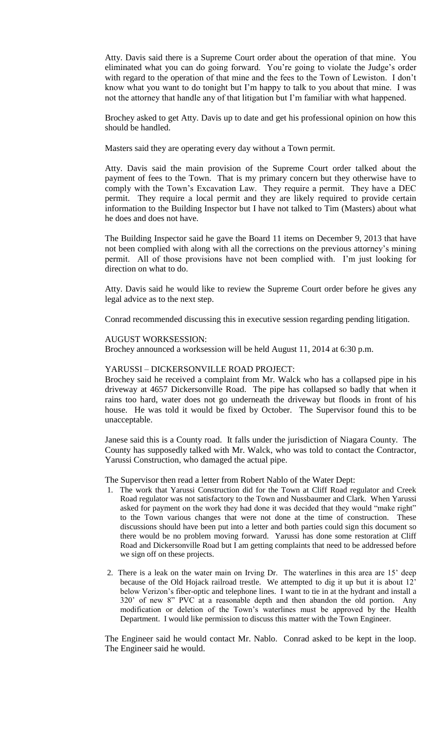Atty. Davis said there is a Supreme Court order about the operation of that mine. You eliminated what you can do going forward. You're going to violate the Judge's order with regard to the operation of that mine and the fees to the Town of Lewiston. I don't know what you want to do tonight but I'm happy to talk to you about that mine. I was not the attorney that handle any of that litigation but I'm familiar with what happened.

Brochey asked to get Atty. Davis up to date and get his professional opinion on how this should be handled.

Masters said they are operating every day without a Town permit.

Atty. Davis said the main provision of the Supreme Court order talked about the payment of fees to the Town. That is my primary concern but they otherwise have to comply with the Town's Excavation Law. They require a permit. They have a DEC permit. They require a local permit and they are likely required to provide certain information to the Building Inspector but I have not talked to Tim (Masters) about what he does and does not have.

The Building Inspector said he gave the Board 11 items on December 9, 2013 that have not been complied with along with all the corrections on the previous attorney's mining permit. All of those provisions have not been complied with. I'm just looking for direction on what to do.

Atty. Davis said he would like to review the Supreme Court order before he gives any legal advice as to the next step.

Conrad recommended discussing this in executive session regarding pending litigation.

AUGUST WORKSESSION:
Brochey announced a worksession will be held August 11, 2014 at 6:30 p.m.

YARUSSI – DICKERSONVILLE ROAD PROJECT:
Brochey said he received a complaint from Mr. Walck who has a collapsed pipe in his driveway at 4657 Dickersonville Road. The pipe has collapsed so badly that when it rains too hard, water does not go underneath the driveway but floods in front of his house. He was told it would be fixed by October. The Supervisor found this to be unacceptable.

Janese said this is a County road. It falls under the jurisdiction of Niagara County. The County has supposedly talked with Mr. Walck, who was told to contact the Contractor, Yarussi Construction, who damaged the actual pipe.

The Supervisor then read a letter from Robert Nablo of the Water Dept:

1. The work that Yarussi Construction did for the Town at Cliff Road regulator and Creek Road regulator was not satisfactory to the Town and Nussbaumer and Clark. When Yarussi asked for payment on the work they had done it was decided that they would "make right" to the Town various changes that were not done at the time of construction. These discussions should have been put into a letter and both parties could sign this document so there would be no problem moving forward. Yarussi has done some restoration at Cliff Road and Dickersonville Road but I am getting complaints that need to be addressed before we sign off on these projects.

2. There is a leak on the water main on Irving Dr. The waterlines in this area are 15' deep because of the Old Hojack railroad trestle. We attempted to dig it up but it is about 12' below Verizon's fiber-optic and telephone lines. I want to tie in at the hydrant and install a 320' of new 8" PVC at a reasonable depth and then abandon the old portion. Any modification or deletion of the Town's waterlines must be approved by the Health Department. I would like permission to discuss this matter with the Town Engineer.

The Engineer said he would contact Mr. Nablo. Conrad asked to be kept in the loop. The Engineer said he would.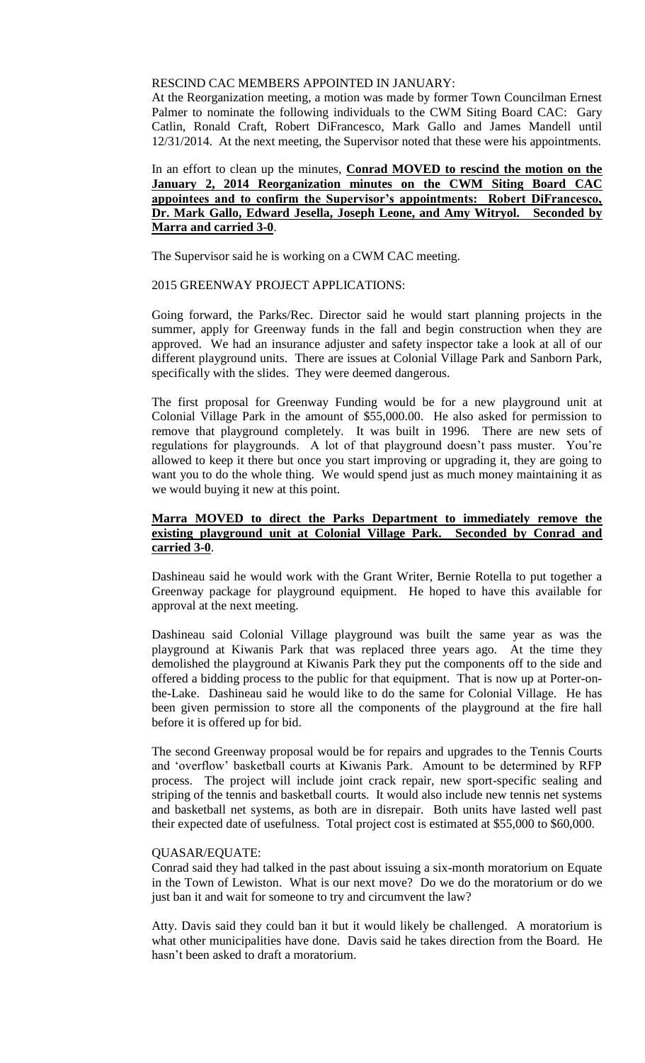RESCIND CAC MEMBERS APPOINTED IN JANUARY:

At the Reorganization meeting, a motion was made by former Town Councilman Ernest Palmer to nominate the following individuals to the CWM Siting Board CAC: Gary Catlin, Ronald Craft, Robert DiFrancesco, Mark Gallo and James Mandell until 12/31/2014. At the next meeting, the Supervisor noted that these were his appointments.

In an effort to clean up the minutes, **Conrad MOVED to rescind the motion on the January 2, 2014 Reorganization minutes on the CWM Siting Board CAC appointees and to confirm the Supervisor's appointments: Robert DiFrancesco, Dr. Mark Gallo, Edward Jesella, Joseph Leone, and Amy Witryol. Seconded by Marra and carried 3-0**.

The Supervisor said he is working on a CWM CAC meeting.

2015 GREENWAY PROJECT APPLICATIONS:

Going forward, the Parks/Rec. Director said he would start planning projects in the summer, apply for Greenway funds in the fall and begin construction when they are approved. We had an insurance adjuster and safety inspector take a look at all of our different playground units. There are issues at Colonial Village Park and Sanborn Park, specifically with the slides. They were deemed dangerous.

The first proposal for Greenway Funding would be for a new playground unit at Colonial Village Park in the amount of $55,000.00. He also asked for permission to remove that playground completely. It was built in 1996. There are new sets of regulations for playgrounds. A lot of that playground doesn't pass muster. You're allowed to keep it there but once you start improving or upgrading it, they are going to want you to do the whole thing. We would spend just as much money maintaining it as we would buying it new at this point.

**Marra MOVED to direct the Parks Department to immediately remove the existing playground unit at Colonial Village Park. Seconded by Conrad and carried 3-0**.

Dashineau said he would work with the Grant Writer, Bernie Rotella to put together a Greenway package for playground equipment. He hoped to have this available for approval at the next meeting.

Dashineau said Colonial Village playground was built the same year as was the playground at Kiwanis Park that was replaced three years ago. At the time they demolished the playground at Kiwanis Park they put the components off to the side and offered a bidding process to the public for that equipment. That is now up at Porter-on-the-Lake. Dashineau said he would like to do the same for Colonial Village. He has been given permission to store all the components of the playground at the fire hall before it is offered up for bid.

The second Greenway proposal would be for repairs and upgrades to the Tennis Courts and 'overflow' basketball courts at Kiwanis Park. Amount to be determined by RFP process. The project will include joint crack repair, new sport-specific sealing and striping of the tennis and basketball courts. It would also include new tennis net systems and basketball net systems, as both are in disrepair. Both units have lasted well past their expected date of usefulness. Total project cost is estimated at $55,000 to $60,000.

QUASAR/EQUATE:

Conrad said they had talked in the past about issuing a six-month moratorium on Equate in the Town of Lewiston. What is our next move? Do we do the moratorium or do we just ban it and wait for someone to try and circumvent the law?

Atty. Davis said they could ban it but it would likely be challenged. A moratorium is what other municipalities have done. Davis said he takes direction from the Board. He hasn't been asked to draft a moratorium.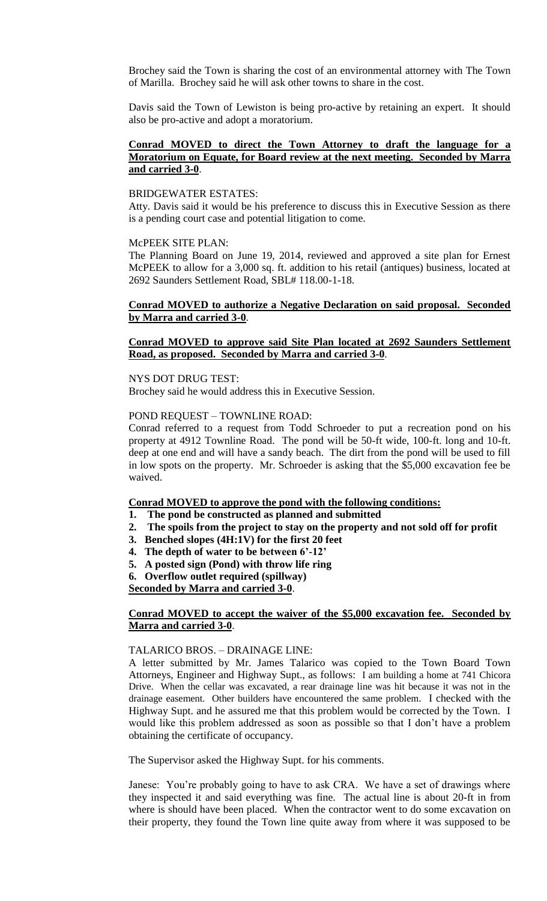Brochey said the Town is sharing the cost of an environmental attorney with The Town of Marilla. Brochey said he will ask other towns to share in the cost.

Davis said the Town of Lewiston is being pro-active by retaining an expert. It should also be pro-active and adopt a moratorium.

**Conrad MOVED to direct the Town Attorney to draft the language for a Moratorium on Equate, for Board review at the next meeting. Seconded by Marra and carried 3-0.**

BRIDGEWATER ESTATES:

Atty. Davis said it would be his preference to discuss this in Executive Session as there is a pending court case and potential litigation to come.

McPEEK SITE PLAN:

The Planning Board on June 19, 2014, reviewed and approved a site plan for Ernest McPEEK to allow for a 3,000 sq. ft. addition to his retail (antiques) business, located at 2692 Saunders Settlement Road, SBL# 118.00-1-18.

**Conrad MOVED to authorize a Negative Declaration on said proposal. Seconded by Marra and carried 3-0.**

**Conrad MOVED to approve said Site Plan located at 2692 Saunders Settlement Road, as proposed. Seconded by Marra and carried 3-0.**

NYS DOT DRUG TEST:

Brochey said he would address this in Executive Session.

POND REQUEST – TOWNLINE ROAD:

Conrad referred to a request from Todd Schroeder to put a recreation pond on his property at 4912 Townline Road. The pond will be 50-ft wide, 100-ft. long and 10-ft. deep at one end and will have a sandy beach. The dirt from the pond will be used to fill in low spots on the property. Mr. Schroeder is asking that the $5,000 excavation fee be waived.

**Conrad MOVED to approve the pond with the following conditions:**

1. **The pond be constructed as planned and submitted**
2. **The spoils from the project to stay on the property and not sold off for profit**
3. **Benched slopes (4H:1V) for the first 20 feet**
4. **The depth of water to be between 6'-12'**
5. **A posted sign (Pond) with throw life ring**
6. **Overflow outlet required (spillway)**

**Seconded by Marra and carried 3-0.**

**Conrad MOVED to accept the waiver of the $5,000 excavation fee. Seconded by Marra and carried 3-0.**

TALARICO BROS. – DRAINAGE LINE:

A letter submitted by Mr. James Talarico was copied to the Town Board Town Attorneys, Engineer and Highway Supt., as follows: I am building a home at 741 Chicora Drive. When the cellar was excavated, a rear drainage line was hit because it was not in the drainage easement. Other builders have encountered the same problem. I checked with the Highway Supt. and he assured me that this problem would be corrected by the Town. I would like this problem addressed as soon as possible so that I don't have a problem obtaining the certificate of occupancy.

The Supervisor asked the Highway Supt. for his comments.

Janese: You're probably going to have to ask CRA. We have a set of drawings where they inspected it and said everything was fine. The actual line is about 20-ft in from where is should have been placed. When the contractor went to do some excavation on their property, they found the Town line quite away from where it was supposed to be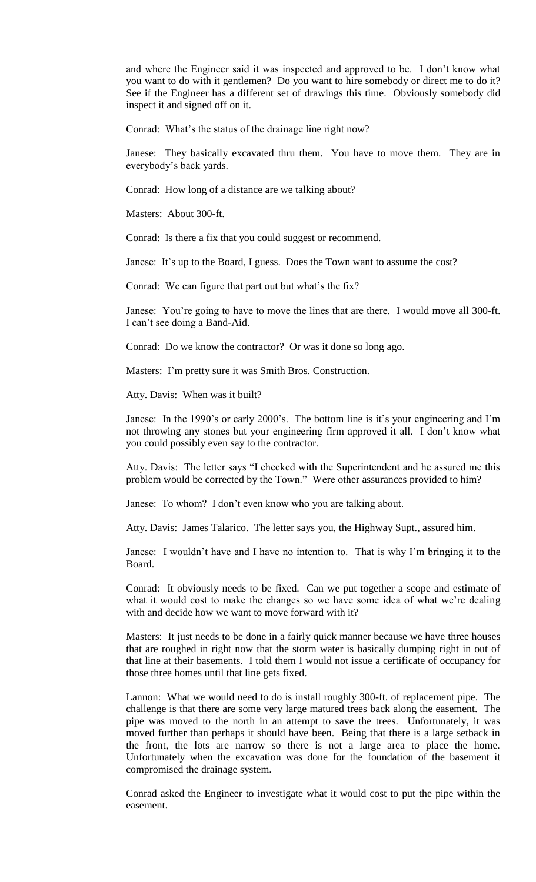and where the Engineer said it was inspected and approved to be. I don't know what you want to do with it gentlemen? Do you want to hire somebody or direct me to do it? See if the Engineer has a different set of drawings this time. Obviously somebody did inspect it and signed off on it.

Conrad: What's the status of the drainage line right now?

Janese: They basically excavated thru them. You have to move them. They are in everybody's back yards.

Conrad: How long of a distance are we talking about?

Masters: About 300-ft.

Conrad: Is there a fix that you could suggest or recommend.

Janese: It's up to the Board, I guess. Does the Town want to assume the cost?

Conrad: We can figure that part out but what's the fix?

Janese: You're going to have to move the lines that are there. I would move all 300-ft. I can't see doing a Band-Aid.

Conrad: Do we know the contractor? Or was it done so long ago.

Masters: I'm pretty sure it was Smith Bros. Construction.

Atty. Davis: When was it built?

Janese: In the 1990's or early 2000's. The bottom line is it's your engineering and I'm not throwing any stones but your engineering firm approved it all. I don't know what you could possibly even say to the contractor.

Atty. Davis: The letter says "I checked with the Superintendent and he assured me this problem would be corrected by the Town." Were other assurances provided to him?

Janese: To whom? I don't even know who you are talking about.

Atty. Davis: James Talarico. The letter says you, the Highway Supt., assured him.

Janese: I wouldn't have and I have no intention to. That is why I'm bringing it to the Board.

Conrad: It obviously needs to be fixed. Can we put together a scope and estimate of what it would cost to make the changes so we have some idea of what we're dealing with and decide how we want to move forward with it?

Masters: It just needs to be done in a fairly quick manner because we have three houses that are roughed in right now that the storm water is basically dumping right in out of that line at their basements. I told them I would not issue a certificate of occupancy for those three homes until that line gets fixed.

Lannon: What we would need to do is install roughly 300-ft. of replacement pipe. The challenge is that there are some very large matured trees back along the easement. The pipe was moved to the north in an attempt to save the trees. Unfortunately, it was moved further than perhaps it should have been. Being that there is a large setback in the front, the lots are narrow so there is not a large area to place the home. Unfortunately when the excavation was done for the foundation of the basement it compromised the drainage system.

Conrad asked the Engineer to investigate what it would cost to put the pipe within the easement.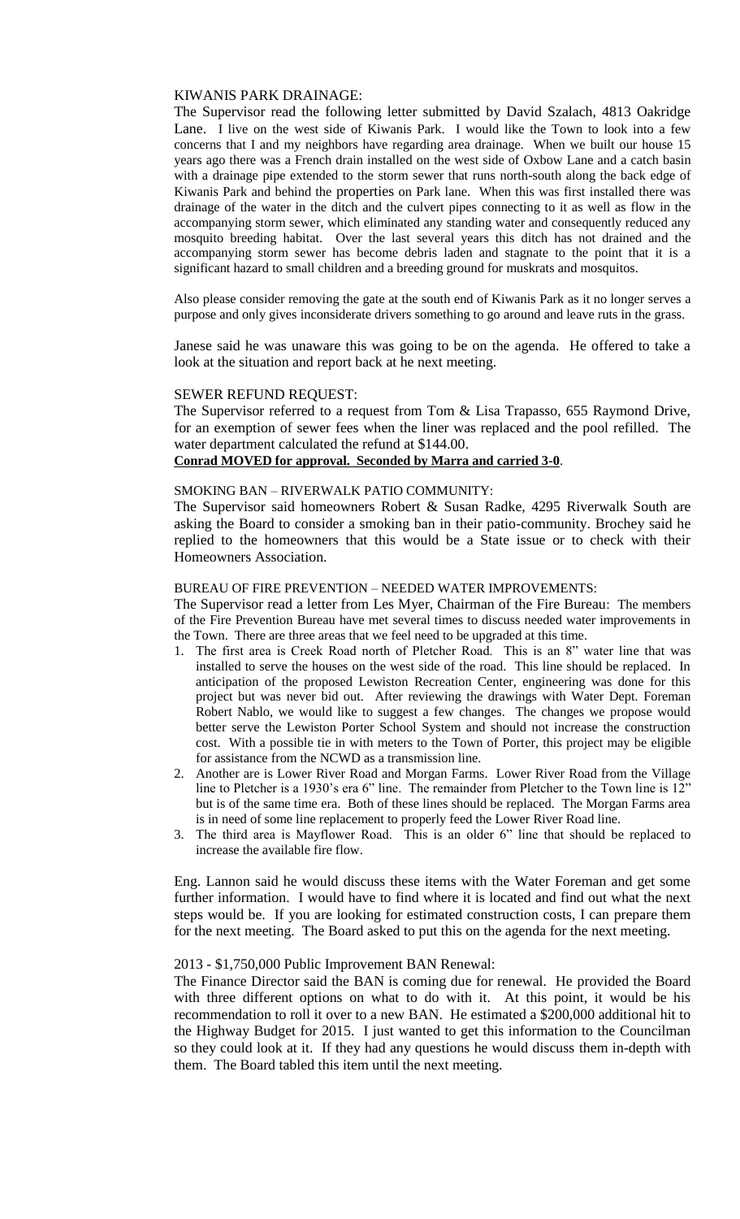KIWANIS PARK DRAINAGE:

The Supervisor read the following letter submitted by David Szalach, 4813 Oakridge Lane. I live on the west side of Kiwanis Park. I would like the Town to look into a few concerns that I and my neighbors have regarding area drainage. When we built our house 15 years ago there was a French drain installed on the west side of Oxbow Lane and a catch basin with a drainage pipe extended to the storm sewer that runs north-south along the back edge of Kiwanis Park and behind the properties on Park lane. When this was first installed there was drainage of the water in the ditch and the culvert pipes connecting to it as well as flow in the accompanying storm sewer, which eliminated any standing water and consequently reduced any mosquito breeding habitat. Over the last several years this ditch has not drained and the accompanying storm sewer has become debris laden and stagnate to the point that it is a significant hazard to small children and a breeding ground for muskrats and mosquitos.

Also please consider removing the gate at the south end of Kiwanis Park as it no longer serves a purpose and only gives inconsiderate drivers something to go around and leave ruts in the grass.

Janese said he was unaware this was going to be on the agenda. He offered to take a look at the situation and report back at he next meeting.

SEWER REFUND REQUEST:

The Supervisor referred to a request from Tom & Lisa Trapasso, 655 Raymond Drive, for an exemption of sewer fees when the liner was replaced and the pool refilled. The water department calculated the refund at $144.00.

**Conrad MOVED for approval. Seconded by Marra and carried 3-0**.

SMOKING BAN – RIVERWALK PATIO COMMUNITY:

The Supervisor said homeowners Robert & Susan Radke, 4295 Riverwalk South are asking the Board to consider a smoking ban in their patio-community. Brochey said he replied to the homeowners that this would be a State issue or to check with their Homeowners Association.

BUREAU OF FIRE PREVENTION – NEEDED WATER IMPROVEMENTS:

The Supervisor read a letter from Les Myer, Chairman of the Fire Bureau: The members of the Fire Prevention Bureau have met several times to discuss needed water improvements in the Town. There are three areas that we feel need to be upgraded at this time.

1. The first area is Creek Road north of Pletcher Road. This is an 8" water line that was installed to serve the houses on the west side of the road. This line should be replaced. In anticipation of the proposed Lewiston Recreation Center, engineering was done for this project but was never bid out. After reviewing the drawings with Water Dept. Foreman Robert Nablo, we would like to suggest a few changes. The changes we propose would better serve the Lewiston Porter School System and should not increase the construction cost. With a possible tie in with meters to the Town of Porter, this project may be eligible for assistance from the NCWD as a transmission line.
2. Another are is Lower River Road and Morgan Farms. Lower River Road from the Village line to Pletcher is a 1930's era 6" line. The remainder from Pletcher to the Town line is 12" but is of the same time era. Both of these lines should be replaced. The Morgan Farms area is in need of some line replacement to properly feed the Lower River Road line.
3. The third area is Mayflower Road. This is an older 6" line that should be replaced to increase the available fire flow.

Eng. Lannon said he would discuss these items with the Water Foreman and get some further information. I would have to find where it is located and find out what the next steps would be. If you are looking for estimated construction costs, I can prepare them for the next meeting. The Board asked to put this on the agenda for the next meeting.

2013 - $1,750,000 Public Improvement BAN Renewal:

The Finance Director said the BAN is coming due for renewal. He provided the Board with three different options on what to do with it. At this point, it would be his recommendation to roll it over to a new BAN. He estimated a $200,000 additional hit to the Highway Budget for 2015. I just wanted to get this information to the Councilman so they could look at it. If they had any questions he would discuss them in-depth with them. The Board tabled this item until the next meeting.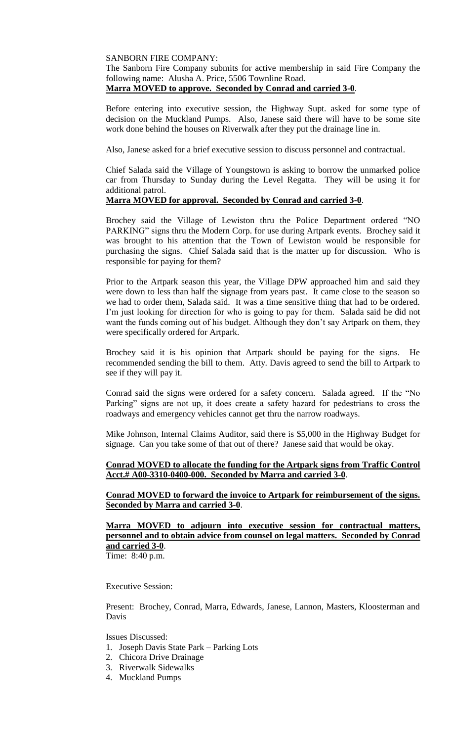SANBORN FIRE COMPANY:

The Sanborn Fire Company submits for active membership in said Fire Company the following name: Alusha A. Price, 5506 Townline Road.

**Marra MOVED to approve. Seconded by Conrad and carried 3-0**.

Before entering into executive session, the Highway Supt. asked for some type of decision on the Muckland Pumps. Also, Janese said there will have to be some site work done behind the houses on Riverwalk after they put the drainage line in.

Also, Janese asked for a brief executive session to discuss personnel and contractual.

Chief Salada said the Village of Youngstown is asking to borrow the unmarked police car from Thursday to Sunday during the Level Regatta. They will be using it for additional patrol.

**Marra MOVED for approval. Seconded by Conrad and carried 3-0**.

Brochey said the Village of Lewiston thru the Police Department ordered "NO PARKING" signs thru the Modern Corp. for use during Artpark events. Brochey said it was brought to his attention that the Town of Lewiston would be responsible for purchasing the signs. Chief Salada said that is the matter up for discussion. Who is responsible for paying for them?

Prior to the Artpark season this year, the Village DPW approached him and said they were down to less than half the signage from years past. It came close to the season so we had to order them, Salada said. It was a time sensitive thing that had to be ordered. I'm just looking for direction for who is going to pay for them. Salada said he did not want the funds coming out of his budget. Although they don't say Artpark on them, they were specifically ordered for Artpark.

Brochey said it is his opinion that Artpark should be paying for the signs. He recommended sending the bill to them. Atty. Davis agreed to send the bill to Artpark to see if they will pay it.

Conrad said the signs were ordered for a safety concern. Salada agreed. If the "No Parking" signs are not up, it does create a safety hazard for pedestrians to cross the roadways and emergency vehicles cannot get thru the narrow roadways.

Mike Johnson, Internal Claims Auditor, said there is $5,000 in the Highway Budget for signage. Can you take some of that out of there? Janese said that would be okay.

**Conrad MOVED to allocate the funding for the Artpark signs from Traffic Control Acct.# A00-3310-0400-000. Seconded by Marra and carried 3-0**.

**Conrad MOVED to forward the invoice to Artpark for reimbursement of the signs. Seconded by Marra and carried 3-0**.

**Marra MOVED to adjourn into executive session for contractual matters, personnel and to obtain advice from counsel on legal matters. Seconded by Conrad and carried 3-0**.

Time: 8:40 p.m.

Executive Session:

Present: Brochey, Conrad, Marra, Edwards, Janese, Lannon, Masters, Kloosterman and Davis

Issues Discussed:

1. Joseph Davis State Park – Parking Lots
2. Chicora Drive Drainage
3. Riverwalk Sidewalks
4. Muckland Pumps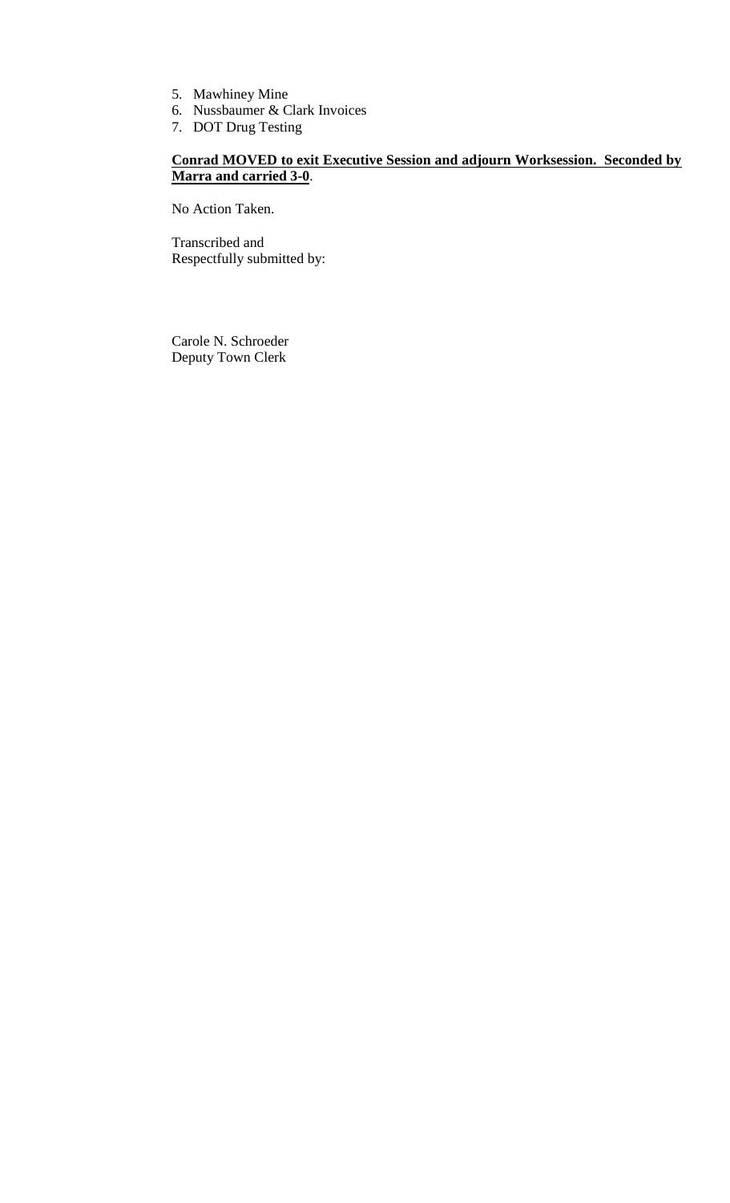5. Mawhiney Mine
6. Nussbaumer & Clark Invoices
7. DOT Drug Testing

**Conrad MOVED to exit Executive Session and adjourn Worksession. Seconded by Marra and carried 3-0**.

No Action Taken.

Transcribed and
Respectfully submitted by:

Carole N. Schroeder
Deputy Town Clerk